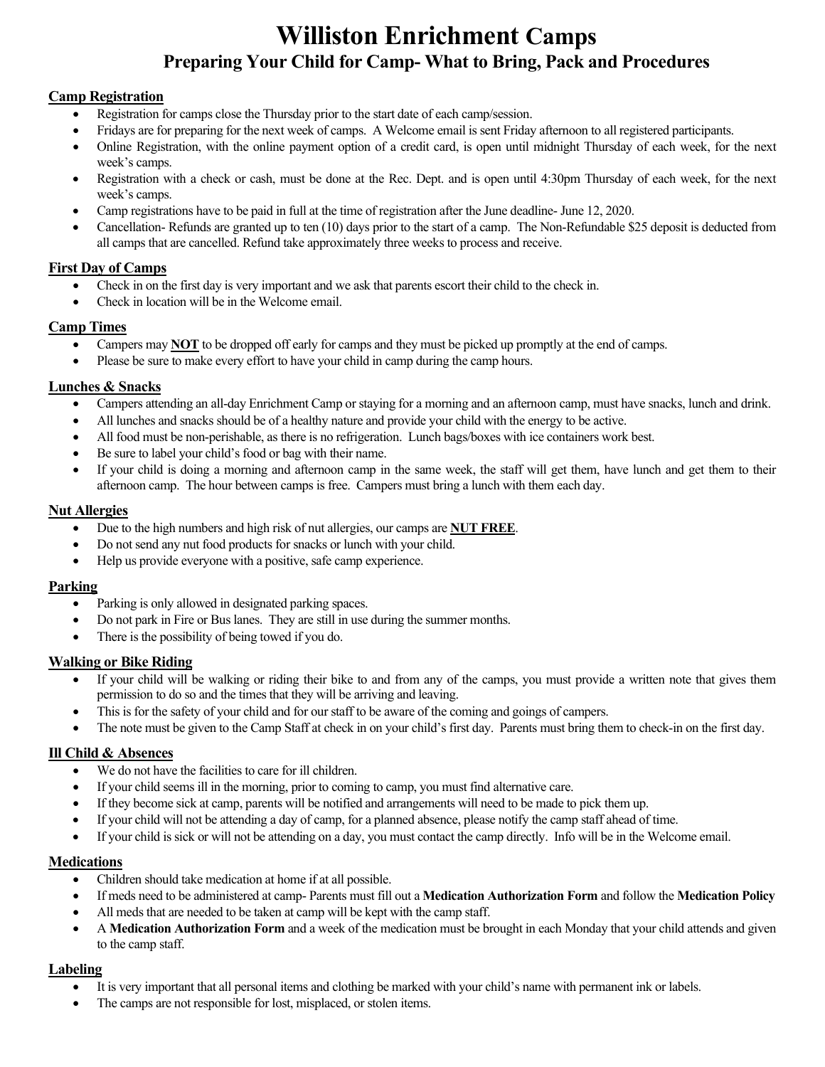# Williston Enrichment Camps

## Preparing Your Child for Camp- What to Bring, Pack and Procedures

### Camp Registration

- Registration for camps close the Thursday prior to the start date of each camp/session.
- Fridays are for preparing for the next week of camps. A Welcome email is sent Friday afternoon to all registered participants.
- Online Registration, with the online payment option of a credit card, is open until midnight Thursday of each week, for the next week's camps.
- Registration with a check or cash, must be done at the Rec. Dept. and is open until 4:30pm Thursday of each week, for the next week's camps.
- Camp registrations have to be paid in full at the time of registration after the June deadline- June 12, 2020.
- Cancellation- Refunds are granted up to ten (10) days prior to the start of a camp. The Non-Refundable $25 deposit is deducted from all camps that are cancelled. Refund take approximately three weeks to process and receive.

### First Day of Camps

- Check in on the first day is very important and we ask that parents escort their child to the check in.
- Check in location will be in the Welcome email.

### Camp Times

- Campers may **NOT** to be dropped off early for camps and they must be picked up promptly at the end of camps.
- Please be sure to make every effort to have your child in camp during the camp hours.

### Lunches & Snacks

- Campers attending an all-day Enrichment Camp or staying for a morning and an afternoon camp, must have snacks, lunch and drink.
- All lunches and snacks should be of a healthy nature and provide your child with the energy to be active.
- All food must be non-perishable, as there is no refrigeration. Lunch bags/boxes with ice containers work best.
- Be sure to label your child's food or bag with their name.
- If your child is doing a morning and afternoon camp in the same week, the staff will get them, have lunch and get them to their afternoon camp. The hour between camps is free. Campers must bring a lunch with them each day.

### Nut Allergies

- Due to the high numbers and high risk of nut allergies, our camps are **NUT FREE**.
- Do not send any nut food products for snacks or lunch with your child.
- Help us provide everyone with a positive, safe camp experience.

### Parking

- Parking is only allowed in designated parking spaces.
- Do not park in Fire or Bus lanes. They are still in use during the summer months.
- There is the possibility of being towed if you do.

### Walking or Bike Riding

- If your child will be walking or riding their bike to and from any of the camps, you must provide a written note that gives them permission to do so and the times that they will be arriving and leaving.
- This is for the safety of your child and for our staff to be aware of the coming and goings of campers.
- The note must be given to the Camp Staff at check in on your child's first day. Parents must bring them to check-in on the first day.

### Ill Child & Absences

- We do not have the facilities to care for ill children.
- If your child seems ill in the morning, prior to coming to camp, you must find alternative care.
- If they become sick at camp, parents will be notified and arrangements will need to be made to pick them up.
- If your child will not be attending a day of camp, for a planned absence, please notify the camp staff ahead of time.
- If your child is sick or will not be attending on a day, you must contact the camp directly. Info will be in the Welcome email.

### Medications

- Children should take medication at home if at all possible.
- If meds need to be administered at camp- Parents must fill out a **Medication Authorization Form** and follow the **Medication Policy**
- All meds that are needed to be taken at camp will be kept with the camp staff.
- A **Medication Authorization Form** and a week of the medication must be brought in each Monday that your child attends and given to the camp staff.

### Labeling

- It is very important that all personal items and clothing be marked with your child's name with permanent ink or labels.
- The camps are not responsible for lost, misplaced, or stolen items.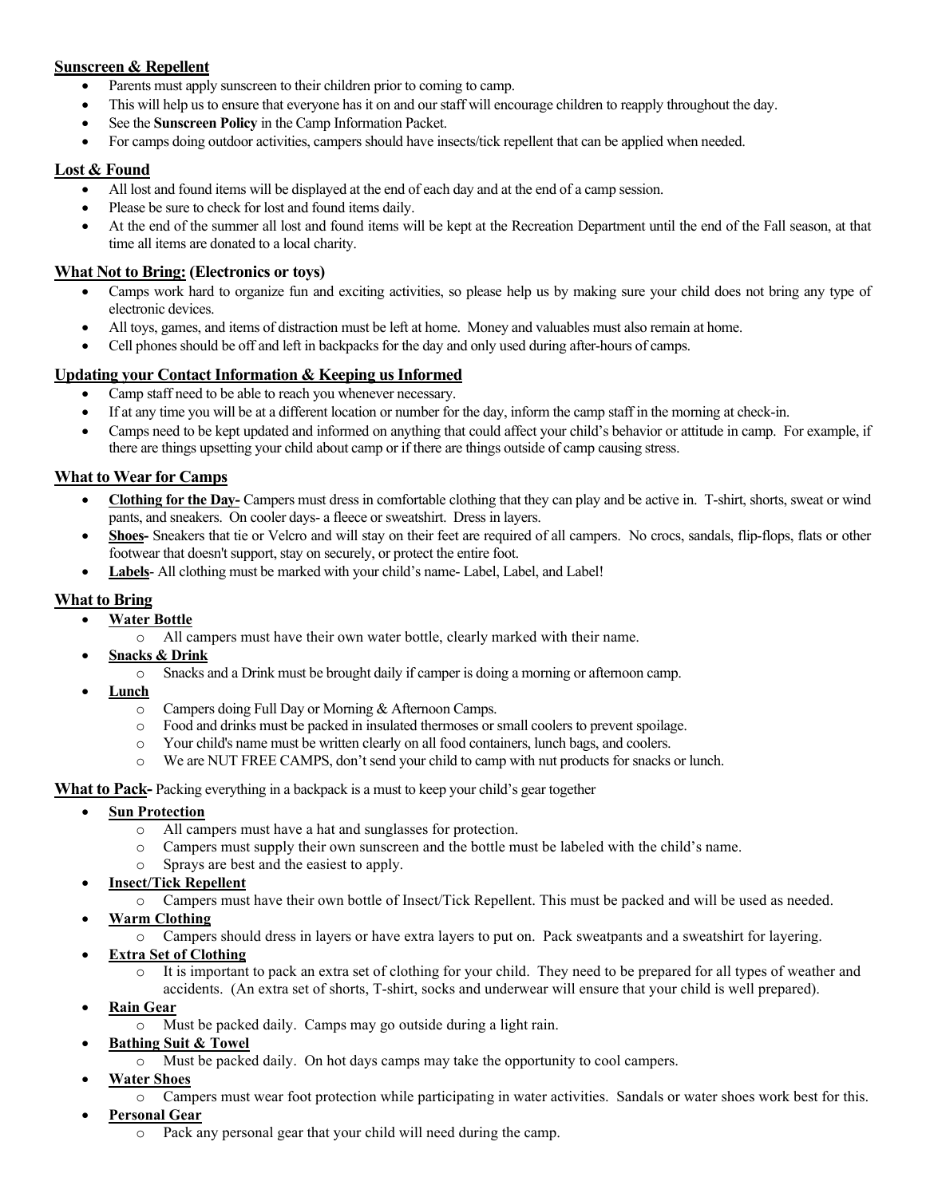## **Sunscreen & Repellent**

- Parents must apply sunscreen to their children prior to coming to camp.
- This will help us to ensure that everyone has it on and our staff will encourage children to reapply throughout the day.
- See the **Sunscreen Policy** in the Camp Information Packet.
- For camps doing outdoor activities, campers should have insects/tick repellent that can be applied when needed.

## **Lost & Found**

- All lost and found items will be displayed at the end of each day and at the end of a camp session.
- Please be sure to check for lost and found items daily.
- At the end of the summer all lost and found items will be kept at the Recreation Department until the end of the Fall season, at that time all items are donated to a local charity.

## **What Not to Bring: (Electronics or toys)**

- Camps work hard to organize fun and exciting activities, so please help us by making sure your child does not bring any type of electronic devices.
- All toys, games, and items of distraction must be left at home. Money and valuables must also remain at home.
- Cell phones should be off and left in backpacks for the day and only used during after-hours of camps.

## **Updating your Contact Information & Keeping us Informed**

- Camp staff need to be able to reach you whenever necessary.
- If at any time you will be at a different location or number for the day, inform the camp staff in the morning at check-in.
- Camps need to be kept updated and informed on anything that could affect your child's behavior or attitude in camp. For example, if there are things upsetting your child about camp or if there are things outside of camp causing stress.

## **What to Wear for Camps**

- **Clothing for the Day-** Campers must dress in comfortable clothing that they can play and be active in. T-shirt, shorts, sweat or wind pants, and sneakers. On cooler days- a fleece or sweatshirt. Dress in layers.
- **Shoes-** Sneakers that tie or Velcro and will stay on their feet are required of all campers. No crocs, sandals, flip-flops, flats or other footwear that doesn't support, stay on securely, or protect the entire foot.
- **Labels**- All clothing must be marked with your child's name- Label, Label, and Label!

## **What to Bring**

- **Water Bottle**
  - All campers must have their own water bottle, clearly marked with their name.
- **Snacks & Drink**
  - Snacks and a Drink must be brought daily if camper is doing a morning or afternoon camp.
- **Lunch**
  - Campers doing Full Day or Morning & Afternoon Camps.
  - Food and drinks must be packed in insulated thermoses or small coolers to prevent spoilage.
  - Your child's name must be written clearly on all food containers, lunch bags, and coolers.
  - We are NUT FREE CAMPS, don't send your child to camp with nut products for snacks or lunch.

**What to Pack-** Packing everything in a backpack is a must to keep your child's gear together

- **Sun Protection**
  - All campers must have a hat and sunglasses for protection.
  - Campers must supply their own sunscreen and the bottle must be labeled with the child's name.
  - Sprays are best and the easiest to apply.
- **Insect/Tick Repellent**
  - Campers must have their own bottle of Insect/Tick Repellent. This must be packed and will be used as needed.
- **Warm Clothing**
  - Campers should dress in layers or have extra layers to put on. Pack sweatpants and a sweatshirt for layering.
- **Extra Set of Clothing**
  - It is important to pack an extra set of clothing for your child. They need to be prepared for all types of weather and accidents. (An extra set of shorts, T-shirt, socks and underwear will ensure that your child is well prepared).
- **Rain Gear**
  - Must be packed daily. Camps may go outside during a light rain.
- **Bathing Suit & Towel**
  - Must be packed daily. On hot days camps may take the opportunity to cool campers.
- **Water Shoes**
  - Campers must wear foot protection while participating in water activities. Sandals or water shoes work best for this.
- **Personal Gear**
  - Pack any personal gear that your child will need during the camp.